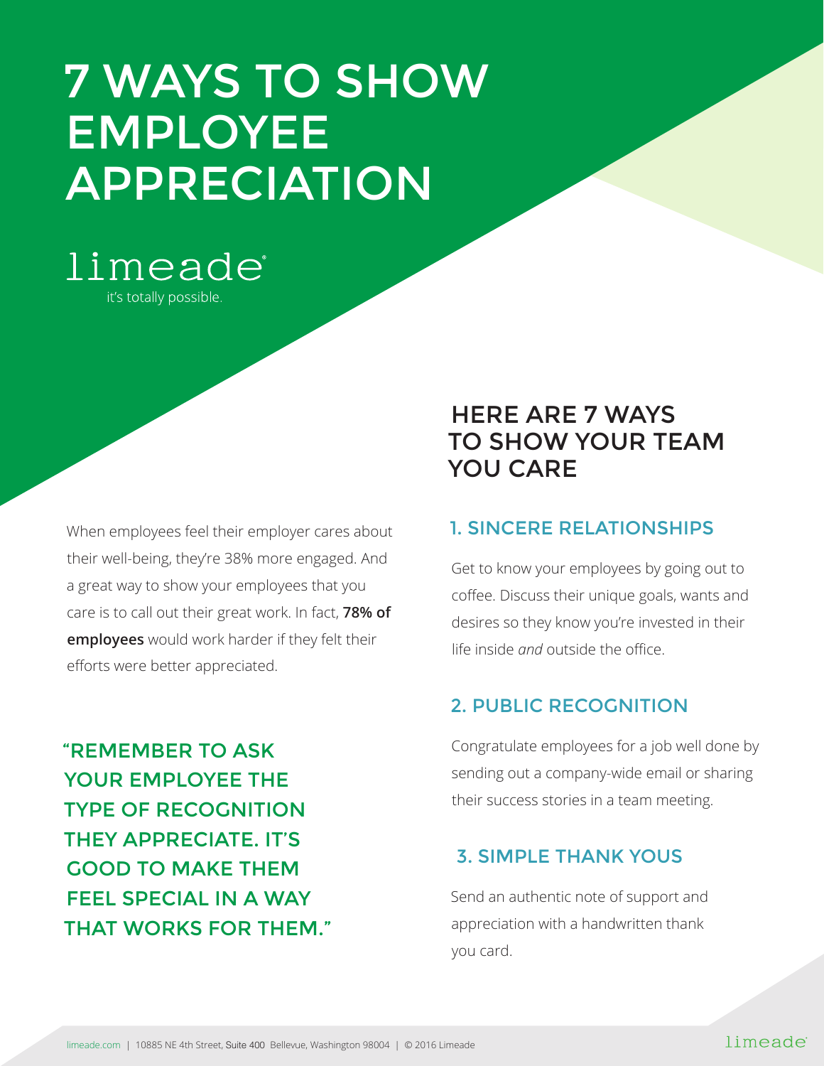# 7 WAYS TO SHOW EMPLOYEE APPRECIATION

limeade
it's totally possible.

When employees feel their employer cares about their well-being, they're 38% more engaged. And a great way to show your employees that you care is to call out their great work. In fact, **78% of employees** would work harder if they felt their efforts were better appreciated.

"REMEMBER TO ASK YOUR EMPLOYEE THE TYPE OF RECOGNITION THEY APPRECIATE. IT'S GOOD TO MAKE THEM FEEL SPECIAL IN A WAY THAT WORKS FOR THEM."

## HERE ARE 7 WAYS TO SHOW YOUR TEAM YOU CARE

### 1. SINCERE RELATIONSHIPS

Get to know your employees by going out to coffee. Discuss their unique goals, wants and desires so they know you're invested in their life inside *and* outside the office.

### 2. PUBLIC RECOGNITION

Congratulate employees for a job well done by sending out a company-wide email or sharing their success stories in a team meeting.

### 3. SIMPLE THANK YOUS

Send an authentic note of support and appreciation with a handwritten thank you card.

limeade.com | 10885 NE 4th Street, Suite 400 Bellevue, Washington 98004 | © 2016 Limeade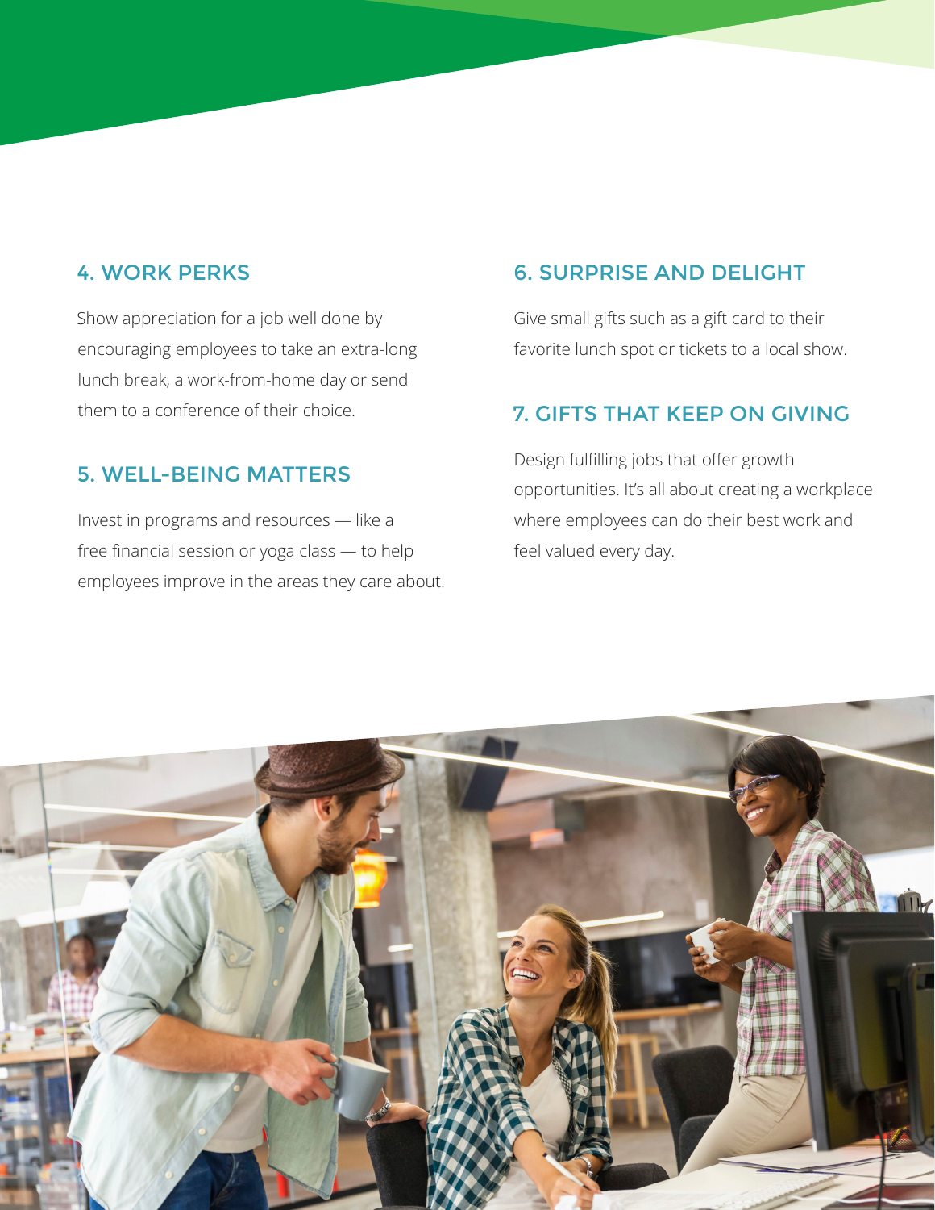## 4. WORK PERKS

Show appreciation for a job well done by encouraging employees to take an extra-long lunch break, a work-from-home day or send them to a conference of their choice.

## 5. WELL-BEING MATTERS

Invest in programs and resources — like a free financial session or yoga class — to help employees improve in the areas they care about.

## 6. SURPRISE AND DELIGHT

Give small gifts such as a gift card to their favorite lunch spot or tickets to a local show.

## 7. GIFTS THAT KEEP ON GIVING

Design fulfilling jobs that offer growth opportunities. It's all about creating a workplace where employees can do their best work and feel valued every day.